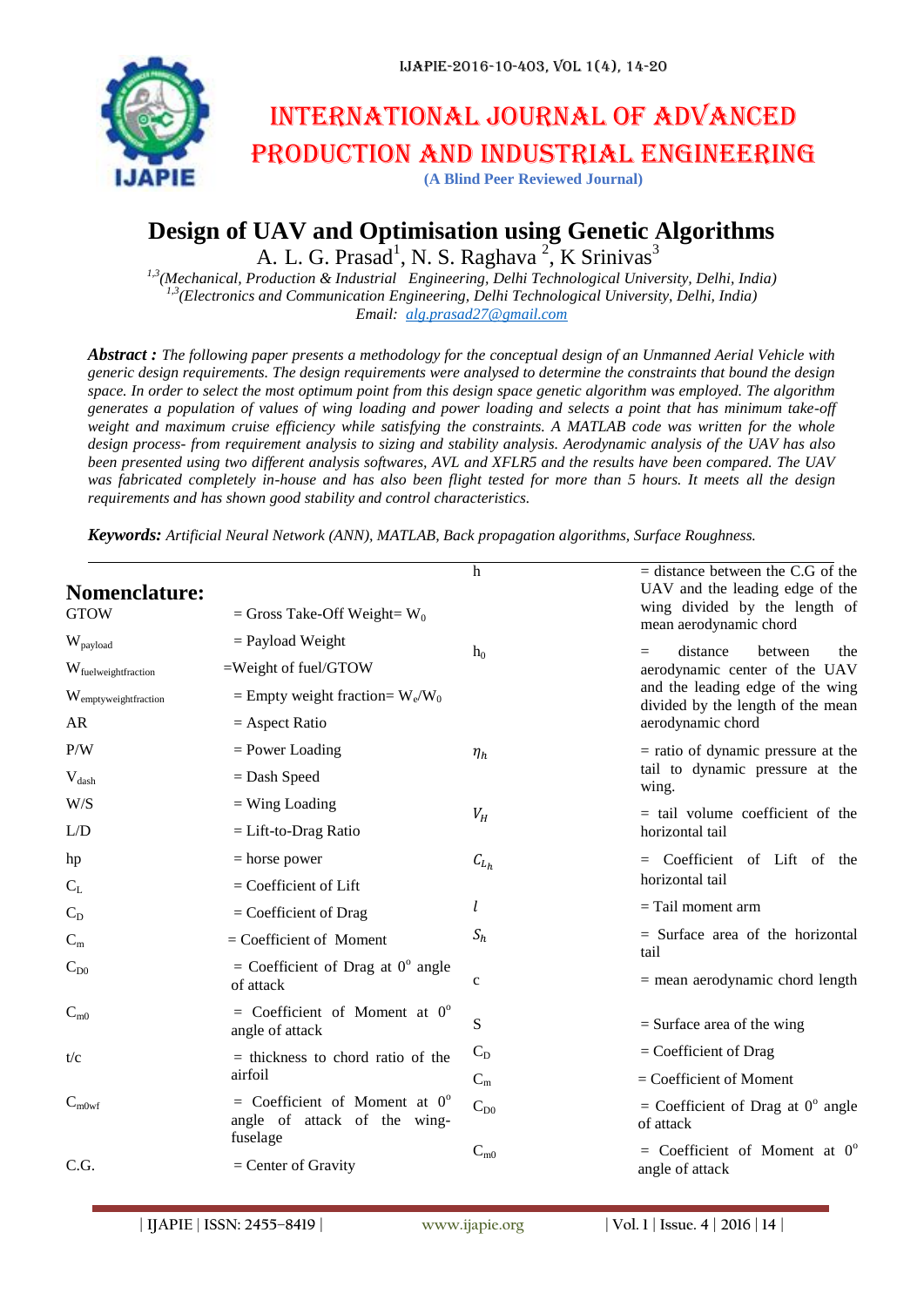# INTERNATIONAL JOURNAL OF ADVANCED PRODUCTION AND INDUSTRIAL ENGINEERING

**(A Blind Peer Reviewed Journal)**

## Design of UAV and Optimisation using Genetic Algorithms

A. L. G. Prasad[1], N. S. Raghava [2], K Srinivas[3]

*[1,3](Mechanical, Production & Industrial Engineering, Delhi Technological University, Delhi, India)*
*[1,3](Electronics and Communication Engineering, Delhi Technological University, Delhi, India)*
*Email: alg.prasad27@gmail.com*

***Abstract :*** *The following paper presents a methodology for the conceptual design of an Unmanned Aerial Vehicle with generic design requirements. The design requirements were analysed to determine the constraints that bound the design space. In order to select the most optimum point from this design space genetic algorithm was employed. The algorithm generates a population of values of wing loading and power loading and selects a point that has minimum take-off weight and maximum cruise efficiency while satisfying the constraints. A MATLAB code was written for the whole design process- from requirement analysis to sizing and stability analysis. Aerodynamic analysis of the UAV has also been presented using two different analysis softwares, AVL and XFLR5 and the results have been compared. The UAV was fabricated completely in-house and has also been flight tested for more than 5 hours. It meets all the design requirements and has shown good stability and control characteristics.*

***Keywords:*** *Artificial Neural Network (ANN), MATLAB, Back propagation algorithms, Surface Roughness.*

## Nomenclature:

| Symbol | Definition |
|---|---|
| GTOW | = Gross Take-Off Weight= $W_0$ |
| $W_{payload}$ | = Payload Weight |
| $W_{fuelweightfraction}$ | =Weight of fuel/GTOW |
| $W_{emptyweightfraction}$ | = Empty weight fraction= $W_e/W_0$ |
| AR | = Aspect Ratio |
| P/W | = Power Loading |
| $V_{dash}$ | = Dash Speed |
| W/S | = Wing Loading |
| L/D | = Lift-to-Drag Ratio |
| hp | = horse power |
| $C_L$ | = Coefficient of Lift |
| $C_D$ | = Coefficient of Drag |
| $C_m$ | = Coefficient of Moment |
| $C_{D0}$ | = Coefficient of Drag at 0° angle of attack |
| $C_{m0}$ | = Coefficient of Moment at 0° angle of attack |
| t/c | = thickness to chord ratio of the airfoil |
| $C_{m0wf}$ | = Coefficient of Moment at 0° angle of attack of the wing-fuselage |
| C.G. | = Center of Gravity |
| h | = distance between the C.G of the UAV and the leading edge of the wing divided by the length of mean aerodynamic chord |
| $h_0$ | = distance between the aerodynamic center of the UAV and the leading edge of the wing divided by the length of the mean aerodynamic chord |
| $\eta_h$ | = ratio of dynamic pressure at the tail to dynamic pressure at the wing. |
| $V_H$ | = tail volume coefficient of the horizontal tail |
| $C_{L_h}$ | = Coefficient of Lift of the horizontal tail |
| $l$ | = Tail moment arm |
| $S_h$ | = Surface area of the horizontal tail |
| c | = mean aerodynamic chord length |
| S | = Surface area of the wing |
| $C_D$ | = Coefficient of Drag |
| $C_m$ | = Coefficient of Moment |
| $C_{D0}$ | = Coefficient of Drag at 0° angle of attack |
| $C_{m0}$ | = Coefficient of Moment at 0° angle of attack |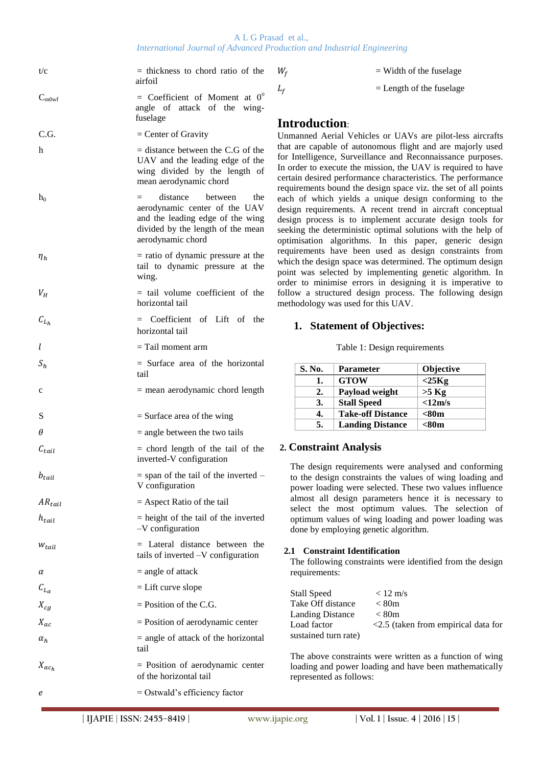t/c = thickness to chord ratio of the airfoil

$C_{m0wf}$ = Coefficient of Moment at $0^o$ angle of attack of the wing-fuselage

C.G. = Center of Gravity

h = distance between the C.G of the UAV and the leading edge of the wing divided by the length of mean aerodynamic chord

$h_0$ = distance between the aerodynamic center of the UAV and the leading edge of the wing divided by the length of the mean aerodynamic chord

$\eta_h$ = ratio of dynamic pressure at the tail to dynamic pressure at the wing.

$V_H$ = tail volume coefficient of the horizontal tail

$C_{L_h}$ = Coefficient of Lift of the horizontal tail

$l$ = Tail moment arm

$S_h$ = Surface area of the horizontal tail

c = mean aerodynamic chord length

S = Surface area of the wing

$\theta$ = angle between the two tails

$C_{tail}$ = chord length of the tail of the inverted-V configuration

$b_{tail}$ = span of the tail of the inverted –V configuration

$AR_{tail}$ = Aspect Ratio of the tail

$h_{tail}$ = height of the tail of the inverted –V configuration

$w_{tail}$ = Lateral distance between the tails of inverted –V configuration

$\alpha$ = angle attack

$C_{L_\alpha}$ = Lift curve slope

$X_{cg}$ = Position of the C.G.

$X_{ac}$ = Position of aerodynamic center

$\alpha_h$ = angle of attack of the horizontal tail

$X_{ac_h}$ = Position of aerodynamic center of the horizontal tail

$e$ = Ostwald's efficiency factor

$W_f$ = Width of the fuselage

$L_f$ = Length of the fuselage

## Introduction:

Unmanned Aerial Vehicles or UAVs are pilot-less aircrafts that are capable of autonomous flight and are majorly used for Intelligence, Surveillance and Reconnaissance purposes. In order to execute the mission, the UAV is required to have certain desired performance characteristics. The performance requirements bound the design space viz. the set of all points each of which yields a unique design conforming to the design requirements. A recent trend in aircraft conceptual design process is to implement accurate design tools for seeking the deterministic optimal solutions with the help of optimisation algorithms. In this paper, generic design requirements have been used as design constraints from which the design space was determined. The optimum design point was selected by implementing genetic algorithm. In order to minimise errors in designing it is imperative to follow a structured design process. The following design methodology was used for this UAV.

### 1. Statement of Objectives:

Table 1: Design requirements

| S. No. | Parameter | Objective |
|---|---|---|
| 1. | GTOW | <25Kg |
| 2. | Payload weight | >5 Kg |
| 3. | Stall Speed | <12m/s |
| 4. | Take-off Distance | <80m |
| 5. | Landing Distance | <80m |

### 2. Constraint Analysis

The design requirements were analysed and conforming to the design constraints the values of wing loading and power loading were selected. These two values influence almost all design parameters hence it is necessary to select the most optimum values. The selection of optimum values of wing loading and power loading was done by employing genetic algorithm.

#### 2.1 Constraint Identification

The following constraints were identified from the design requirements:

Stall Speed < 12 m/s
Take Off distance < 80m
Landing Distance < 80m
Load factor <2.5 (taken from empirical data for sustained turn rate)

The above constraints were written as a function of wing loading and power loading and have been mathematically represented as follows: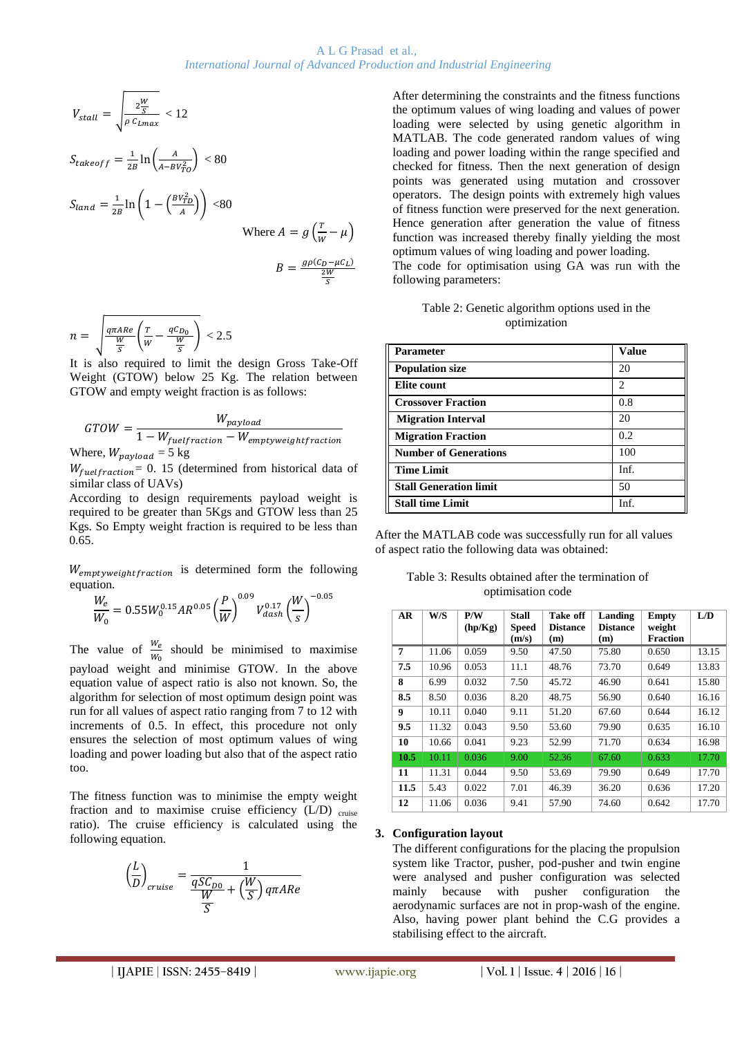$$V_{stall} = \sqrt{\frac{2\frac{W}{S}}{\rho\, C_{Lmax}}} < 12$$

$$S_{takeoff} = \frac{1}{2B}\ln\left(\frac{A}{A - BV_{TO}^2}\right) < 80$$

$$S_{land} = \frac{1}{2B}\ln\left(1 - \left(\frac{BV_{TD}^2}{A}\right)\right) < 80$$

$$\text{Where } A = g\left(\frac{T}{W} - \mu\right)$$

$$B = \frac{g\rho(C_D - \mu C_L)}{\frac{2W}{S}}$$

$$n = \sqrt{\frac{q\pi A Re}{\frac{W}{S}}\left(\frac{T}{W} - \frac{qC_{D_0}}{\frac{W}{S}}\right)} < 2.5$$

It is also required to limit the design Gross Take-Off Weight (GTOW) below 25 Kg. The relation between GTOW and empty weight fraction is as follows:

$$GTOW = \frac{W_{payload}}{1 - W_{fuelfraction} - W_{emptyweightfraction}}$$

Where, $W_{payload}$ = 5 kg

$W_{fuelfraction}$= 0. 15 (determined from historical data of similar class of UAVs)

According to design requirements payload weight is required to be greater than 5Kgs and GTOW less than 25 Kgs. So Empty weight fraction is required to be less than 0.65.

$W_{emptyweightfraction}$ is determined form the following equation.

$$\frac{W_e}{W_0} = 0.55 W_0^{0.15} AR^{0.05}\left(\frac{P}{W}\right)^{0.09} V_{dash}^{0.17}\left(\frac{W}{S}\right)^{-0.05}$$

The value of $\frac{W_e}{W_0}$ should be minimised to maximise payload weight and minimise GTOW. In the above equation value of aspect ratio is also not known. So, the algorithm for selection of most optimum design point was run for all values of aspect ratio ranging from 7 to 12 with increments of 0.5. In effect, this procedure not only ensures the selection of most optimum values of wing loading and power loading but also that of the aspect ratio too.

The fitness function was to minimise the empty weight fraction and to maximise cruise efficiency (L/D) $_{cruise}$ ratio). The cruise efficiency is calculated using the following equation.

$$\left(\frac{L}{D}\right)_{cruise} = \frac{1}{\frac{qSC_{D0}}{\frac{W}{S}} + \left(\frac{W}{S}\right) q\pi A Re}$$

After determining the constraints and the fitness functions the optimum values of wing loading and values of power loading were selected by using genetic algorithm in MATLAB. The code generated random values of wing loading and power loading within the range specified and checked for fitness. Then the next generation of design points was generated using mutation and crossover operators. The design points with extremely high values of fitness function were preserved for the next generation. Hence generation after generation the value of fitness function was increased thereby finally yielding the most optimum values of wing loading and power loading.

The code for optimisation using GA was run with the following parameters:

Table 2: Genetic algorithm options used in the optimization

| Parameter | Value |
|---|---|
| Population size | 20 |
| Elite count | 2 |
| Crossover Fraction | 0.8 |
| Migration Interval | 20 |
| Migration Fraction | 0.2 |
| Number of Generations | 100 |
| Time Limit | Inf. |
| Stall Generation limit | 50 |
| Stall time Limit | Inf. |

After the MATLAB code was successfully run for all values of aspect ratio the following data was obtained:

Table 3: Results obtained after the termination of optimisation code

| AR | W/S | P/W (hp/Kg) | Stall Speed (m/s) | Take off Distance (m) | Landing Distance (m) | Empty weight Fraction | L/D |
|---|---|---|---|---|---|---|---|
| 7 | 11.06 | 0.059 | 9.50 | 47.50 | 75.80 | 0.650 | 13.15 |
| 7.5 | 10.96 | 0.053 | 11.1 | 48.76 | 73.70 | 0.649 | 13.83 |
| 8 | 6.99 | 0.032 | 7.50 | 45.72 | 46.90 | 0.641 | 15.80 |
| 8.5 | 8.50 | 0.036 | 8.20 | 48.75 | 56.90 | 0.640 | 16.16 |
| 9 | 10.11 | 0.040 | 9.11 | 51.20 | 67.60 | 0.644 | 16.12 |
| 9.5 | 11.32 | 0.043 | 9.50 | 53.60 | 79.90 | 0.635 | 16.10 |
| 10 | 10.66 | 0.041 | 9.23 | 52.99 | 71.70 | 0.634 | 16.98 |
| 10.5 | 10.11 | 0.036 | 9.00 | 52.36 | 67.60 | 0.633 | 17.70 |
| 11 | 11.31 | 0.044 | 9.50 | 53.69 | 79.90 | 0.649 | 17.70 |
| 11.5 | 5.43 | 0.022 | 7.01 | 46.39 | 36.20 | 0.636 | 17.20 |
| 12 | 11.06 | 0.036 | 9.41 | 57.90 | 74.60 | 0.642 | 17.70 |

## 3. Configuration layout

The different configurations for the placing the propulsion system like Tractor, pusher, pod-pusher and twin engine were analysed and pusher configuration was selected mainly because with pusher configuration the aerodynamic surfaces are not in prop-wash of the engine. Also, having power plant behind the C.G provides a stabilising effect to the aircraft.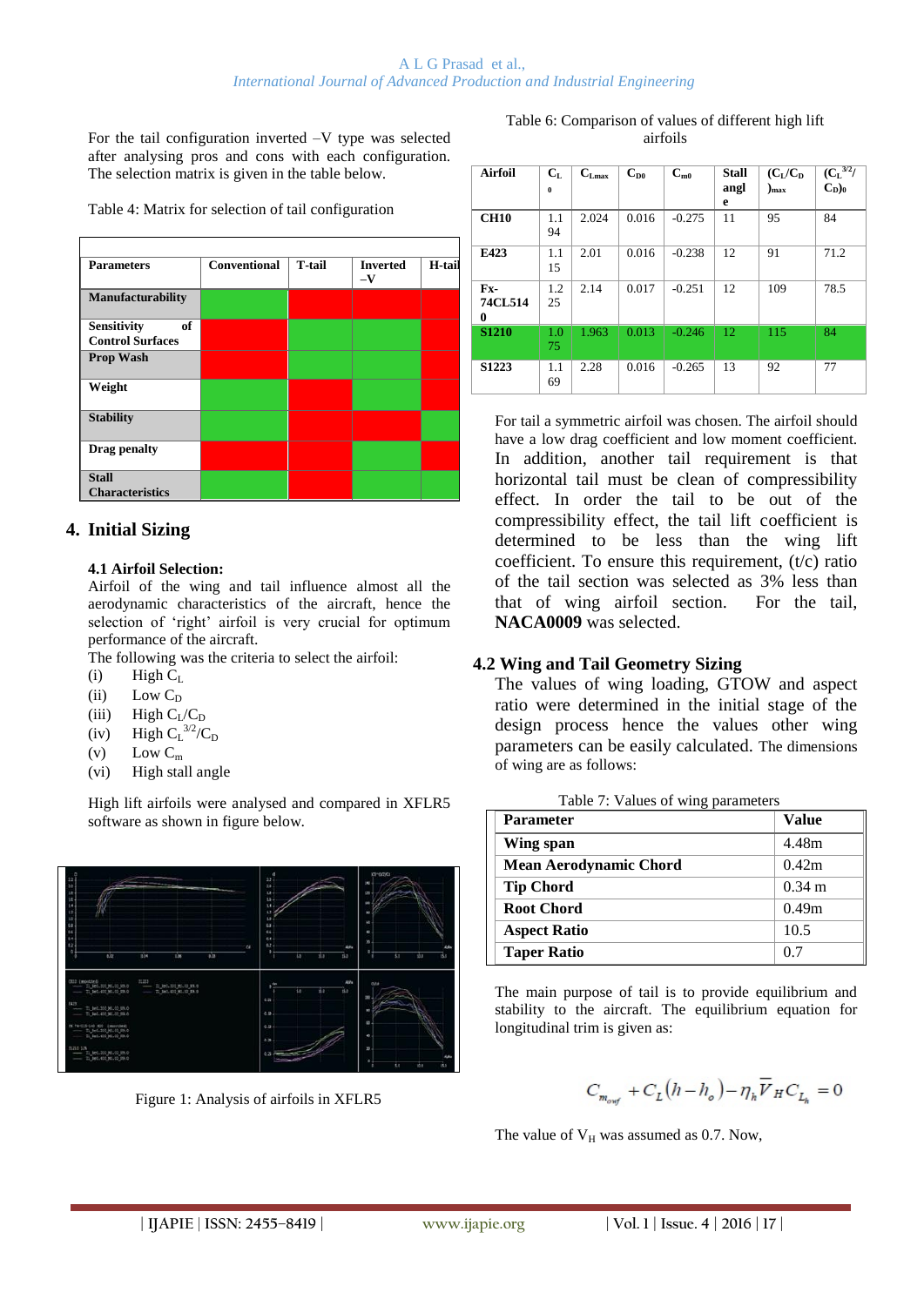For the tail configuration inverted –V type was selected after analysing pros and cons with each configuration. The selection matrix is given in the table below.

Table 4: Matrix for selection of tail configuration

| Parameters | Conventional | T-tail | Inverted –V | H-tail |
|---|---|---|---|---|
| Manufacturability | | | | |
| Sensitivity of Control Surfaces | | | | |
| Prop Wash | | | | |
| Weight | | | | |
| Stability | | | | |
| Drag penalty | | | | |
| Stall Characteristics | | | | |

## 4. Initial Sizing

### 4.1 Airfoil Selection:

Airfoil of the wing and tail influence almost all the aerodynamic characteristics of the aircraft, hence the selection of 'right' airfoil is very crucial for optimum performance of the aircraft.

The following was the criteria to select the airfoil:

(i) High $C_L$
(ii) Low $C_D$
(iii) High $C_L/C_D$
(iv) High $C_L^{3/2}/C_D$
(v) Low $C_m$
(vi) High stall angle

High lift airfoils were analysed and compared in XFLR5 software as shown in figure below.

Figure 1: Analysis of airfoils in XFLR5

Table 6: Comparison of values of different high lift airfoils

| Airfoil | $C_{L0}$ | $C_{Lmax}$ | $C_{D0}$ | $C_{m0}$ | Stall angle | $(C_L/C_D)_{max}$ | $(C_L^{3/2}/C_D)_0$ |
|---|---|---|---|---|---|---|---|
| CH10 | 1.194 | 2.024 | 0.016 | -0.275 | 11 | 95 | 84 |
| E423 | 1.115 | 2.01 | 0.016 | -0.238 | 12 | 91 | 71.2 |
| Fx-74CL5140 | 1.225 | 2.14 | 0.017 | -0.251 | 12 | 109 | 78.5 |
| S1210 | 1.075 | 1.963 | 0.013 | -0.246 | 12 | 115 | 84 |
| S1223 | 1.169 | 2.28 | 0.016 | -0.265 | 13 | 92 | 77 |

For tail a symmetric airfoil was chosen. The airfoil should have a low drag coefficient and low moment coefficient. In addition, another tail requirement is that horizontal tail must be clean of compressibility effect. In order the tail to be out of the compressibility effect, the tail lift coefficient is determined to be less than the wing lift coefficient. To ensure this requirement, (t/c) ratio of the tail section was selected as 3% less than that of wing airfoil section. For the tail, **NACA0009** was selected.

### 4.2 Wing and Tail Geometry Sizing

The values of wing loading, GTOW and aspect ratio were determined in the initial stage of the design process hence the values other wing parameters can be easily calculated. The dimensions of wing are as follows:

Table 7: Values of wing parameters

| Parameter | Value |
|---|---|
| Wing span | 4.48m |
| Mean Aerodynamic Chord | 0.42m |
| Tip Chord | 0.34 m |
| Root Chord | 0.49m |
| Aspect Ratio | 10.5 |
| Taper Ratio | 0.7 |

The main purpose of tail is to provide equilibrium and stability to the aircraft. The equilibrium equation for longitudinal trim is given as:

$$C_{m_{owf}} + C_L(h - h_o) - \eta_h \overline{V}_H C_{L_h} = 0$$

The value of $V_H$ was assumed as 0.7. Now,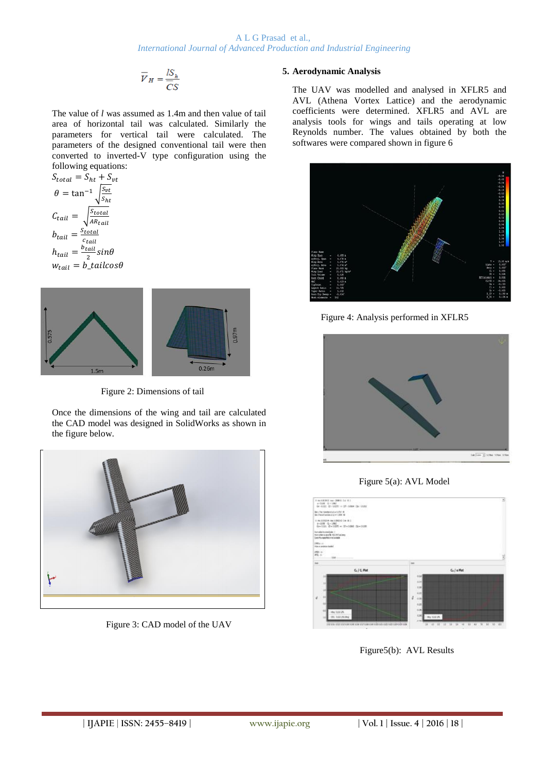$$\overline{V}_H = \frac{lS_h}{CS}$$

The value of $l$ was assumed as 1.4m and then value of tail area of horizontal tail was calculated. Similarly the parameters for vertical tail were calculated. The parameters of the designed conventional tail were then converted to inverted-V type configuration using the following equations:

$$S_{total} = S_{ht} + S_{vt}$$

$$\theta = \tan^{-1}\sqrt{\frac{S_{vt}}{S_{ht}}}$$

$$C_{tail} = \sqrt{\frac{S_{total}}{AR_{tail}}}$$

$$b_{tail} = \frac{S_{total}}{c_{tail}}$$

$$h_{tail} = \frac{b_{tail}}{2}\sin\theta$$

$$w_{tail} = b\_tail\cos\theta$$

Figure 2: Dimensions of tail

Once the dimensions of the wing and tail are calculated the CAD model was designed in SolidWorks as shown in the figure below.

Figure 3: CAD model of the UAV

## 5. Aerodynamic Analysis

The UAV was modelled and analysed in XFLR5 and AVL (Athena Vortex Lattice) and the aerodynamic coefficients were determined. XFLR5 and AVL are analysis tools for wings and tails operating at low Reynolds number. The values obtained by both the softwares were compared shown in figure 6

Figure 4: Analysis performed in XFLR5

Figure 5(a): AVL Model

Figure5(b): AVL Results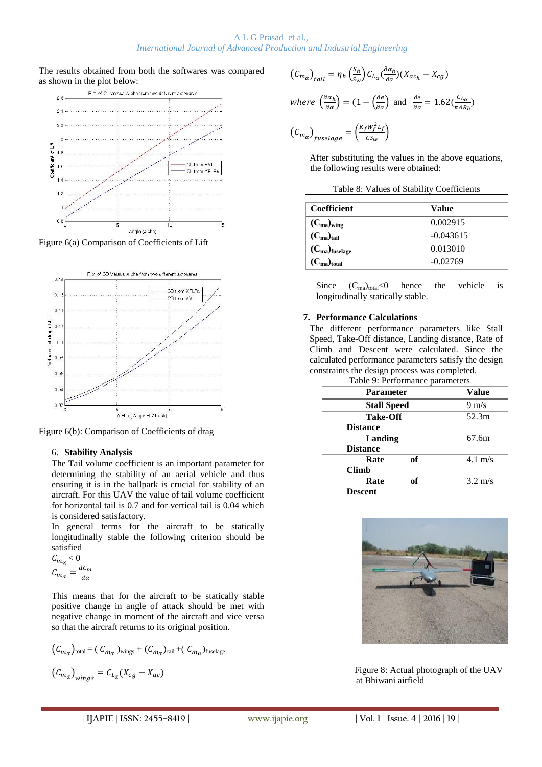The results obtained from both the softwares was compared as shown in the plot below:

Figure 6(a) Comparison of Coefficients of Lift

Figure 6(b): Comparison of Coefficients of drag

## 6. Stability Analysis

The Tail volume coefficient is an important parameter for determining the stability of an aerial vehicle and thus ensuring it is in the ballpark is crucial for stability of an aircraft. For this UAV the value of tail volume coefficient for horizontal tail is 0.7 and for vertical tail is 0.04 which is considered satisfactory.

In general terms for the aircraft to be statically longitudinally stable the following criterion should be satisfied

$$C_{m_\alpha} < 0$$

$$C_{m_\alpha} = \frac{dC_m}{d\alpha}$$

This means that for the aircraft to be statically stable positive change in angle of attack should be met with negative change in moment of the aircraft and vice versa so that the aircraft returns to its original position.

$$(C_{m_\alpha})_{total} = (C_{m_\alpha})_{wings} + (C_{m_\alpha})_{tail} + (C_{m_\alpha})_{fuselage}$$

$$(C_{m_\alpha})_{wings} = C_{L_\alpha}(X_{cg} - X_{ac})$$

$$(C_{m_\alpha})_{tail} = \eta_h \left(\frac{S_h}{S_w}\right) C_{L_\alpha} \left(\frac{\partial \alpha_h}{\partial \alpha}\right)(X_{ac_h} - X_{cg})$$

$$where \left(\frac{\partial \alpha_h}{\partial \alpha}\right) = \left(1 - \left(\frac{\partial e}{\partial \alpha}\right)\right) \text{ and } \frac{\partial e}{\partial \alpha} = 1.62\left(\frac{C_{L\alpha}}{\pi AR_h}\right)$$

$$(C_{m_\alpha})_{fuselage} = \left(\frac{K_f W_f^2 L_f}{c S_w}\right)$$

After substituting the values in the above equations, the following results were obtained:

Table 8: Values of Stability Coefficients

| Coefficient | Value |
|---|---|
| $(C_{ma})_{wing}$ | 0.002915 |
| $(C_{ma})_{tail}$ | -0.043615 |
| $(C_{ma})_{fuselage}$ | 0.013010 |
| $(C_{ma})_{total}$ | -0.02769 |

Since $(C_{ma})_{total}<0$ hence the vehicle is longitudinally statically stable.

## 7. Performance Calculations

The different performance parameters like Stall Speed, Take-Off distance, Landing distance, Rate of Climb and Descent were calculated. Since the calculated performance parameters satisfy the design constraints the design process was completed.

Table 9: Performance parameters

| Parameter | Value |
|---|---|
| **Stall Speed** | 9 m/s |
| **Take-Off Distance** | 52.3m |
| **Landing Distance** | 67.6m |
| **Rate of Climb** | 4.1 m/s |
| **Rate of Descent** | 3.2 m/s |

Figure 8: Actual photograph of the UAV at Bhiwani airfield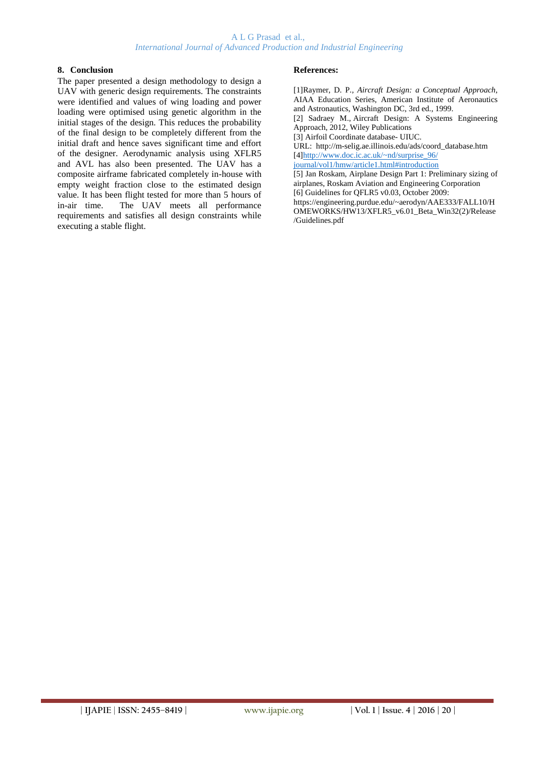## 8. Conclusion

The paper presented a design methodology to design a UAV with generic design requirements. The constraints were identified and values of wing loading and power loading were optimised using genetic algorithm in the initial stages of the design. This reduces the probability of the final design to be completely different from the initial draft and hence saves significant time and effort of the designer. Aerodynamic analysis using XFLR5 and AVL has also been presented. The UAV has a composite airframe fabricated completely in-house with empty weight fraction close to the estimated design value. It has been flight tested for more than 5 hours of in-air time. The UAV meets all performance requirements and satisfies all design constraints while executing a stable flight.

## References:

[1]Raymer, D. P., *Aircraft Design: a Conceptual Approach*, AIAA Education Series, American Institute of Aeronautics and Astronautics, Washington DC, 3rd ed., 1999.

[2] Sadraey M., Aircraft Design: A Systems Engineering Approach, 2012, Wiley Publications

[3] Airfoil Coordinate database- UIUC.
URL: http://m-selig.ae.illinois.edu/ads/coord_database.htm

[4]http://www.doc.ic.ac.uk/~nd/surprise_96/journal/vol1/hmw/article1.html#introduction

[5] Jan Roskam, Airplane Design Part 1: Preliminary sizing of airplanes, Roskam Aviation and Engineering Corporation

[6] Guidelines for QFLR5 v0.03, October 2009:
https://engineering.purdue.edu/~aerodyn/AAE333/FALL10/HOMEWORKS/HW13/XFLR5_v6.01_Beta_Win32(2)/Release/Guidelines.pdf